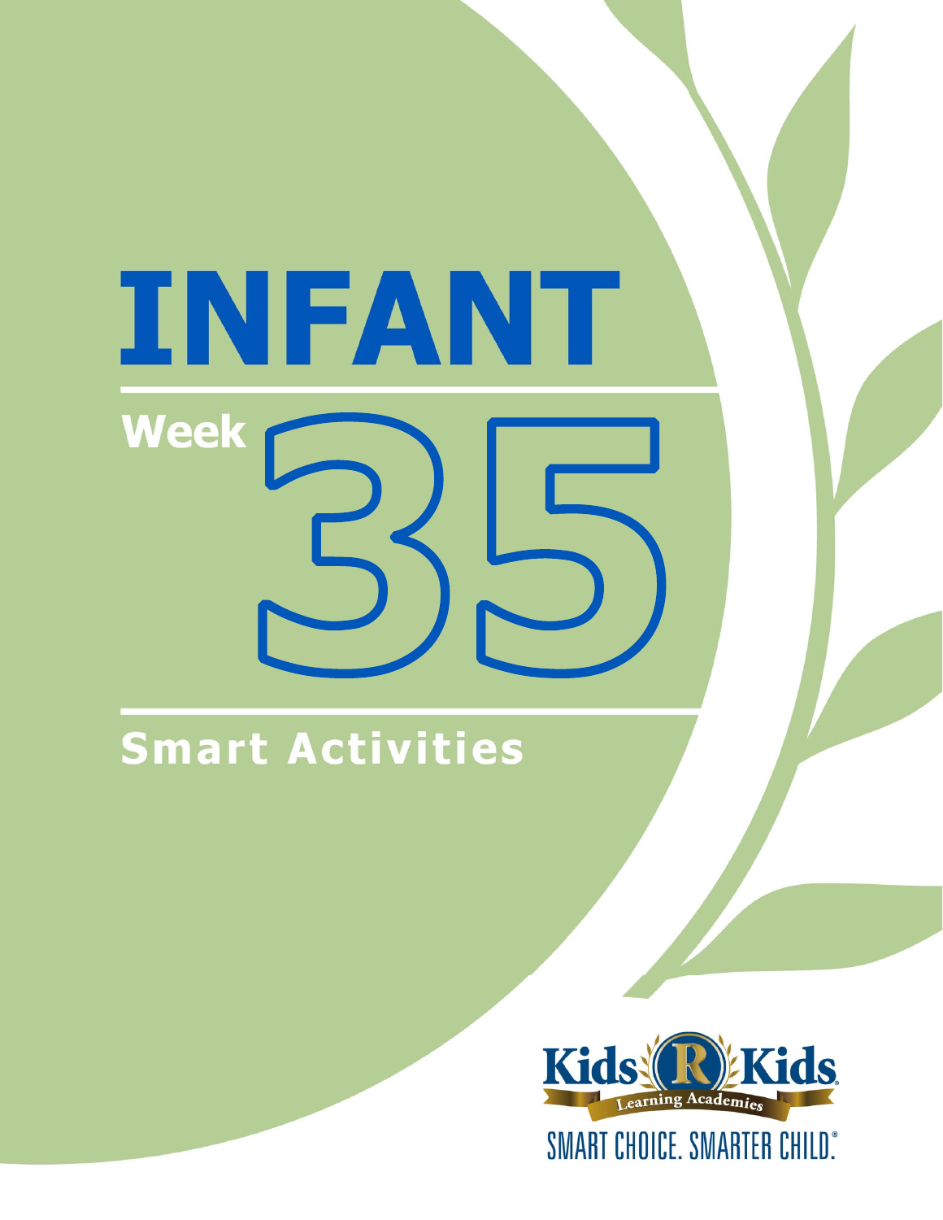# INFANT

## Week 35

## Smart Activities

Kids R Kids Learning Academies

SMART CHOICE. SMARTER CHILD.®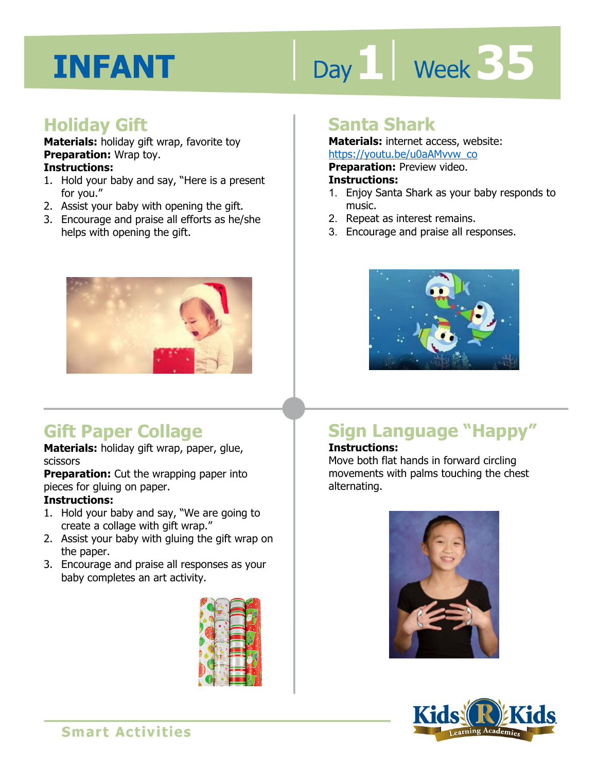# INFANT

Day 1 | Week 35

## Holiday Gift

**Materials:** holiday gift wrap, favorite toy
**Preparation:** Wrap toy.
**Instructions:**

1. Hold your baby and say, "Here is a present for you."
2. Assist your baby with opening the gift.
3. Encourage and praise all efforts as he/she helps with opening the gift.

## Santa Shark

**Materials:** internet access, website: https://youtu.be/u0aAMvvw_co
**Preparation:** Preview video.
**Instructions:**

1. Enjoy Santa Shark as your baby responds to music.
2. Repeat as interest remains.
3. Encourage and praise all responses.

## Gift Paper Collage

**Materials:** holiday gift wrap, paper, glue, scissors
**Preparation:** Cut the wrapping paper into pieces for gluing on paper.
**Instructions:**

1. Hold your baby and say, "We are going to create a collage with gift wrap."
2. Assist your baby with gluing the gift wrap on the paper.
3. Encourage and praise all responses as your baby completes an art activity.

## Sign Language "Happy"

**Instructions:**
Move both flat hands in forward circling movements with palms touching the chest alternating.

Smart Activities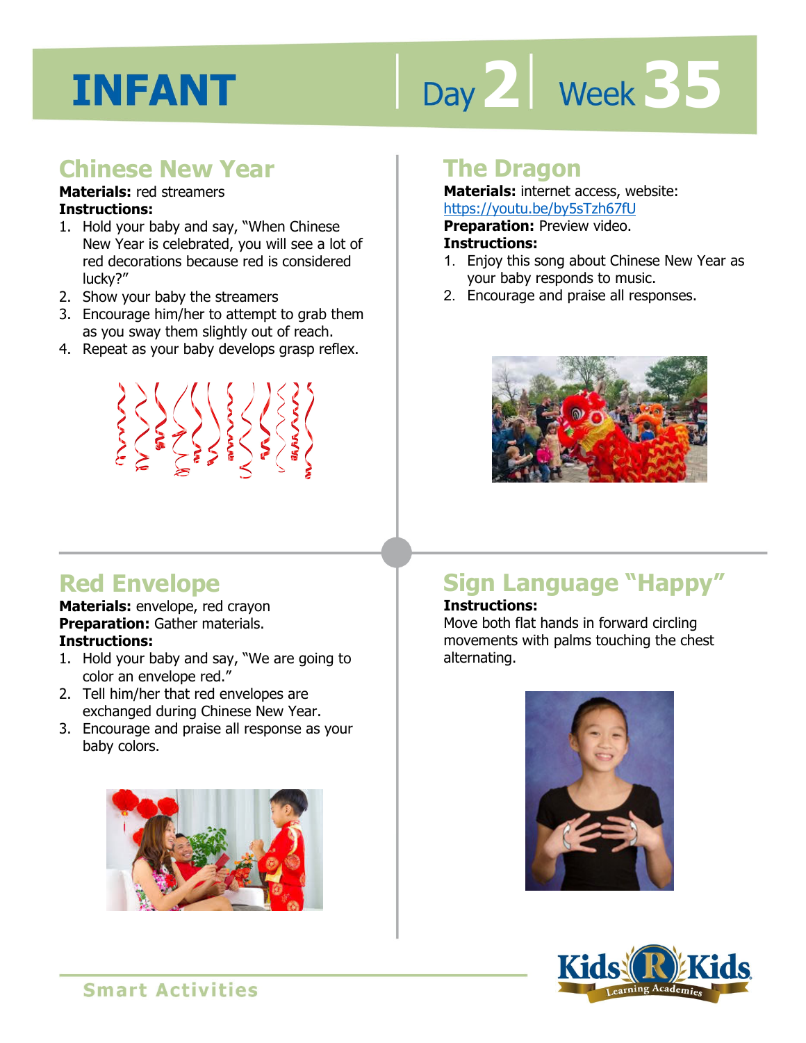# INFANT

Day 2 | Week 35

## Chinese New Year

**Materials:** red streamers

**Instructions:**

1. Hold your baby and say, "When Chinese New Year is celebrated, you will see a lot of red decorations because red is considered lucky?"
2. Show your baby the streamers
3. Encourage him/her to attempt to grab them as you sway them slightly out of reach.
4. Repeat as your baby develops grasp reflex.

## The Dragon

**Materials:** internet access, website: https://youtu.be/by5sTzh67fU

**Preparation:** Preview video.

**Instructions:**

1. Enjoy this song about Chinese New Year as your baby responds to music.
2. Encourage and praise all responses.

## Red Envelope

**Materials:** envelope, red crayon

**Preparation:** Gather materials.

**Instructions:**

1. Hold your baby and say, "We are going to color an envelope red."
2. Tell him/her that red envelopes are exchanged during Chinese New Year.
3. Encourage and praise all response as your baby colors.

## Sign Language "Happy"

**Instructions:**

Move both flat hands in forward circling movements with palms touching the chest alternating.

Smart Activities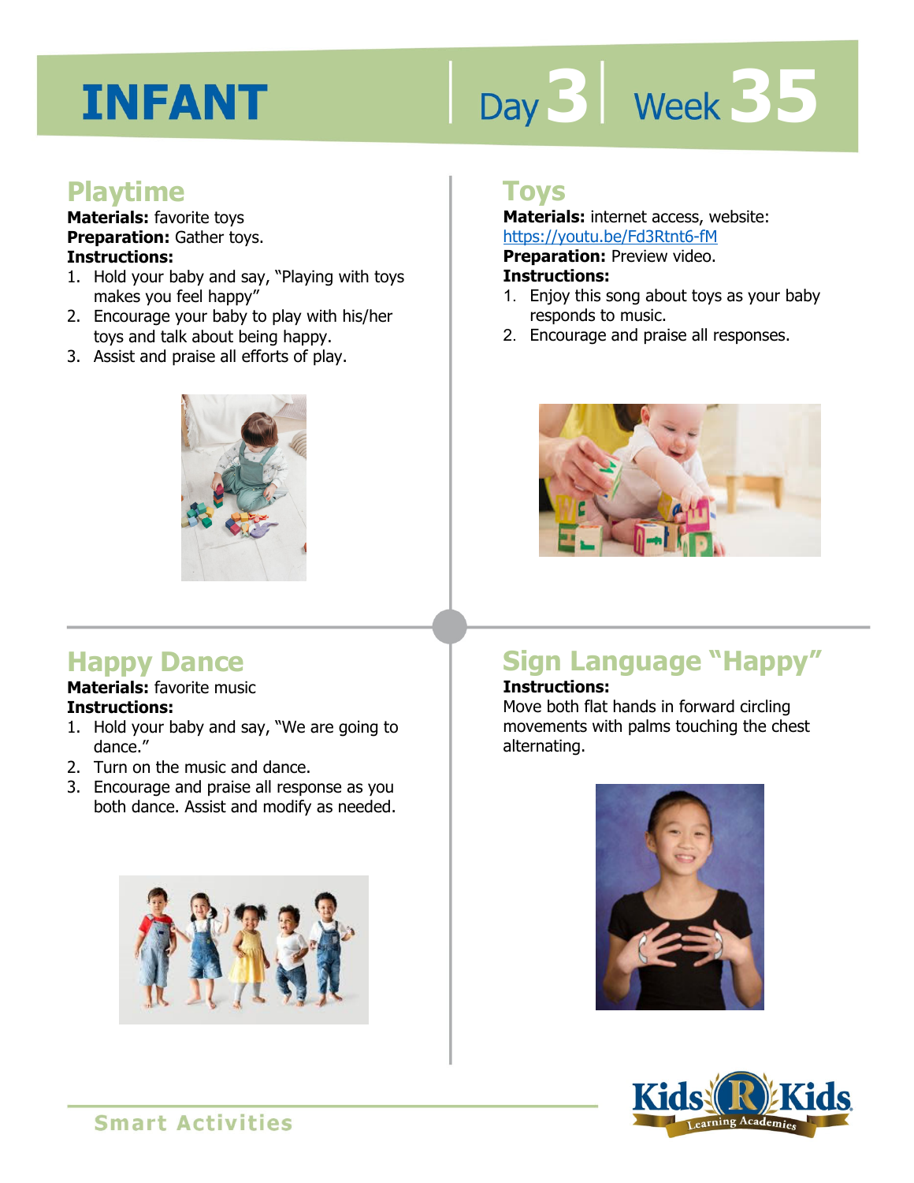# INFANT

Day 3 | Week 35

## Playtime

**Materials:** favorite toys
**Preparation:** Gather toys.
**Instructions:**

1. Hold your baby and say, "Playing with toys makes you feel happy"
2. Encourage your baby to play with his/her toys and talk about being happy.
3. Assist and praise all efforts of play.

## Toys

**Materials:** internet access, website: https://youtu.be/Fd3Rtnt6-fM
**Preparation:** Preview video.
**Instructions:**

1. Enjoy this song about toys as your baby responds to music.
2. Encourage and praise all responses.

## Happy Dance

**Materials:** favorite music
**Instructions:**

1. Hold your baby and say, "We are going to dance."
2. Turn on the music and dance.
3. Encourage and praise all response as you both dance. Assist and modify as needed.

## Sign Language "Happy"

**Instructions:**
Move both flat hands in forward circling movements with palms touching the chest alternating.

Smart Activities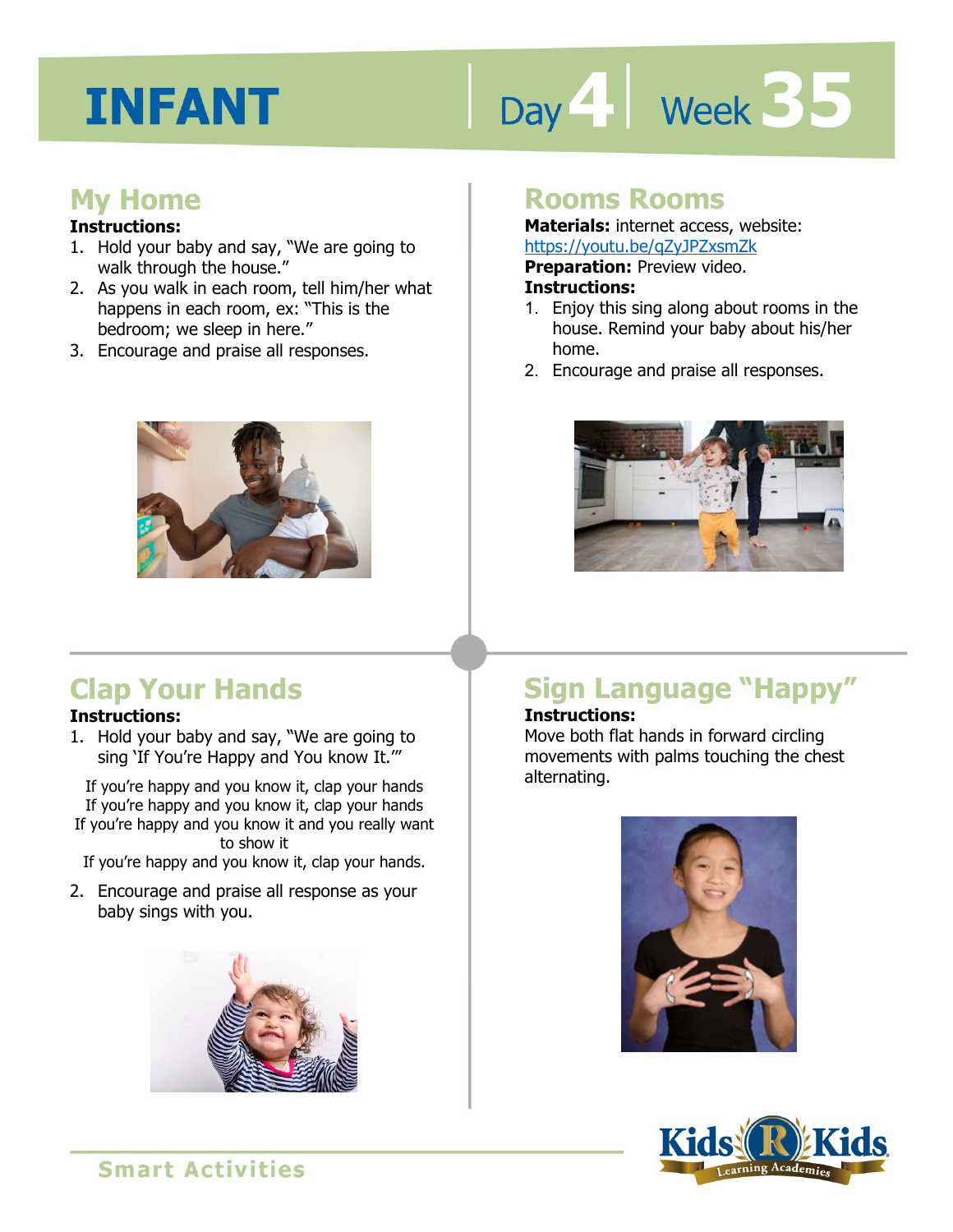# INFANT

Day 4 | Week 35

## My Home

**Instructions:**

1. Hold your baby and say, "We are going to walk through the house."
2. As you walk in each room, tell him/her what happens in each room, ex: "This is the bedroom; we sleep in here."
3. Encourage and praise all responses.

## Rooms Rooms

**Materials:** internet access, website: https://youtu.be/qZyJPZxsmZk

**Preparation:** Preview video.

**Instructions:**

1. Enjoy this sing along about rooms in the house. Remind your baby about his/her home.
2. Encourage and praise all responses.

## Clap Your Hands

**Instructions:**

1. Hold your baby and say, "We are going to sing 'If You're Happy and You know It.'"

If you're happy and you know it, clap your hands
If you're happy and you know it, clap your hands
If you're happy and you know it and you really want to show it
If you're happy and you know it, clap your hands.

2. Encourage and praise all response as your baby sings with you.

## Sign Language "Happy"

**Instructions:**

Move both flat hands in forward circling movements with palms touching the chest alternating.

Smart Activities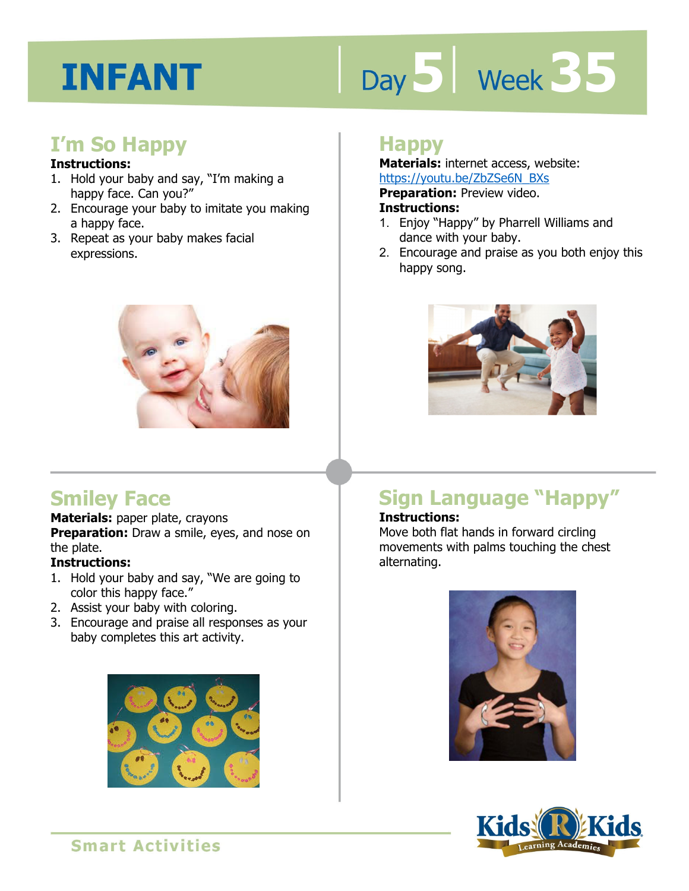# INFANT

Day 5 | Week 35

## I'm So Happy

**Instructions:**

1. Hold your baby and say, "I'm making a happy face. Can you?"
2. Encourage your baby to imitate you making a happy face.
3. Repeat as your baby makes facial expressions.

## Happy

**Materials:** internet access, website: https://youtu.be/ZbZSe6N_BXs

**Preparation:** Preview video.

**Instructions:**

1. Enjoy "Happy" by Pharrell Williams and dance with your baby.
2. Encourage and praise as you both enjoy this happy song.

## Smiley Face

**Materials:** paper plate, crayons

**Preparation:** Draw a smile, eyes, and nose on the plate.

**Instructions:**

1. Hold your baby and say, "We are going to color this happy face."
2. Assist your baby with coloring.
3. Encourage and praise all responses as your baby completes this art activity.

## Sign Language "Happy"

**Instructions:**

Move both flat hands in forward circling movements with palms touching the chest alternating.

Smart Activities